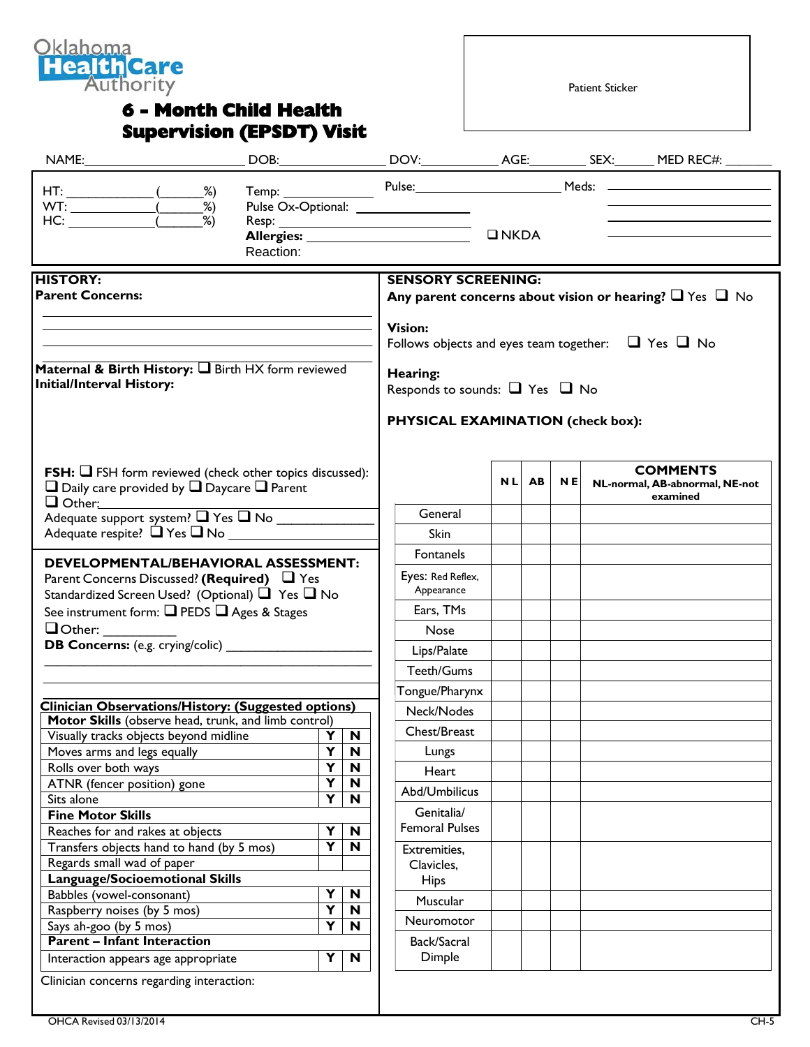Oklahoma Health Care Authority

# 6 - Month Child Health Supervision (EPSDT) Visit

Patient Sticker

NAME:______________________ DOB:______________ DOV:__________ AGE:________ SEX:_____ MED REC#: _______

HT: ____________ (______%)
WT: ____________ (______%)
HC: ____________ (______%)

Temp: ____________
Pulse Ox-Optional: ______________
Resp: ______________________
**Allergies:** ______________________ ❑ NKDA
Reaction:

Pulse:____________________ Meds: ____________________

**HISTORY:**

**Parent Concerns:**

______________________________________________

______________________________________________

______________________________________________

**Maternal & Birth History:** ❑ Birth HX form reviewed

**Initial/Interval History:**

**FSH:** ❑ FSH form reviewed (check other topics discussed):
❑ Daily care provided by ❑ Daycare ❑ Parent
❑ Other:________________
Adequate support system? ❑ Yes ❑ No ____________
Adequate respite? ❑ Yes ❑ No ____________

**DEVELOPMENTAL/BEHAVIORAL ASSESSMENT:**

Parent Concerns Discussed? **(Required)** ❑ Yes
Standardized Screen Used? (Optional) ❑ Yes ❑ No
See instrument form: ❑ PEDS ❑ Ages & Stages
❑ Other:__________
**DB Concerns:** (e.g. crying/colic) ____________________

______________________________________________

______________________________________________

**Clinician Observations/History: (Suggested options)**

| **Motor Skills** (observe head, trunk, and limb control) | | |
|---|---|---|
| Visually tracks objects beyond midline | Y | N |
| Moves arms and legs equally | Y | N |
| Rolls over both ways | Y | N |
| ATNR (fencer position) gone | Y | N |
| Sits alone | Y | N |
| **Fine Motor Skills** | | |
| Reaches for and rakes at objects | Y | N |
| Transfers objects hand to hand (by 5 mos) | Y | N |
| Regards small wad of paper | | |
| **Language/Socioemotional Skills** | | |
| Babbles (vowel-consonant) | Y | N |
| Raspberry noises (by 5 mos) | Y | N |
| Says ah-goo (by 5 mos) | Y | N |
| **Parent – Infant Interaction** | | |
| Interaction appears age appropriate | Y | N |

Clinician concerns regarding interaction:

**SENSORY SCREENING:**

**Any parent concerns about vision or hearing?** ❑ Yes ❑ No

**Vision:**
Follows objects and eyes team together: ❑ Yes ❑ No

**Hearing:**
Responds to sounds: ❑ Yes ❑ No

**PHYSICAL EXAMINATION (check box):**

| | NL | AB | NE | **COMMENTS** NL-normal, AB-abnormal, NE-not examined |
|---|---|---|---|---|
| General | | | | |
| Skin | | | | |
| Fontanels | | | | |
| Eyes: Red Reflex, Appearance | | | | |
| Ears, TMs | | | | |
| Nose | | | | |
| Lips/Palate | | | | |
| Teeth/Gums | | | | |
| Tongue/Pharynx | | | | |
| Neck/Nodes | | | | |
| Chest/Breast | | | | |
| Lungs | | | | |
| Heart | | | | |
| Abd/Umbilicus | | | | |
| Genitalia/ Femoral Pulses | | | | |
| Extremities, Clavicles, Hips | | | | |
| Muscular | | | | |
| Neuromotor | | | | |
| Back/Sacral Dimple | | | | |

OHCA Revised 03/13/2014 CH-5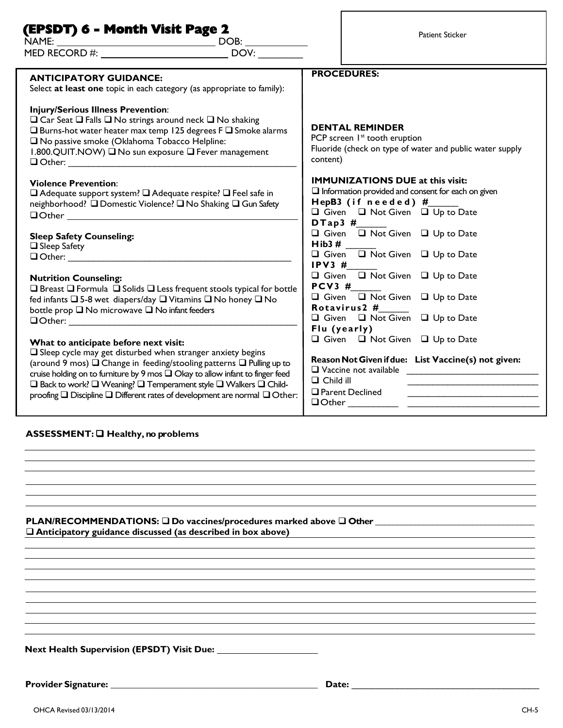# (EPSDT) 6 - Month Visit Page 2

NAME: ______________________________ DOB: ____________

MED RECORD #: ________________________ DOV: _________

Patient Sticker

**ANTICIPATORY GUIDANCE:**
Select **at least one** topic in each category (as appropriate to family):

**Injury/Serious Illness Prevention**:
❑ Car Seat ❑ Falls ❑ No strings around neck ❑ No shaking
❑ Burns-hot water heater max temp 125 degrees F ❑ Smoke alarms
❑ No passive smoke (Oklahoma Tobacco Helpline: 1.800.QUIT.NOW) ❑ No sun exposure ❑ Fever management
❑ Other: ______________________________________________

**Violence Prevention**:
❑ Adequate support system? ❑ Adequate respite? ❑ Feel safe in neighborhood? ❑ Domestic Violence? ❑ No Shaking ❑ Gun Safety
❑ Other ______________________________________________

**Sleep Safety Counseling:**
❑ Sleep Safety
❑ Other: ______________________________________________

**Nutrition Counseling:**
❑ Breast ❑ Formula ❑ Solids ❑ Less frequent stools typical for bottle fed infants ❑ 5-8 wet diapers/day ❑ Vitamins ❑ No honey ❑ No bottle prop ❑ No microwave ❑ No infant feeders
❑ Other: ______________________________________________

**What to anticipate before next visit:**
❑ Sleep cycle may get disturbed when stranger anxiety begins (around 9 mos) ❑ Change in feeding/stooling patterns ❑ Pulling up to cruise holding on to furniture by 9 mos ❑ Okay to allow infant to finger feed ❑ Back to work? ❑ Weaning? ❑ Temperament style ❑ Walkers ❑ Child-proofing ❑ Discipline ❑ Different rates of development are normal ❑ Other:

**PROCEDURES:**

**DENTAL REMINDER**
PCP screen 1st tooth eruption
Fluoride (check on type of water and public water supply content)

**IMMUNIZATIONS DUE at this visit:**
❑ Information provided and consent for each on given

**HepB3 (if needed) #______**
❑ Given ❑ Not Given ❑ Up to Date

**DTap3 #______**
❑ Given ❑ Not Given ❑ Up to Date

**Hib3 # ______**
❑ Given ❑ Not Given ❑ Up to Date

**IPV3 #______**
❑ Given ❑ Not Given ❑ Up to Date

**PCV3 #______**
❑ Given ❑ Not Given ❑ Up to Date

**Rotavirus2 #______**
❑ Given ❑ Not Given ❑ Up to Date

**Flu (yearly)**
❑ Given ❑ Not Given ❑ Up to Date

| Reason Not Given if due: | List Vaccine(s) not given: |
|---|---|
| ❑ Vaccine not available | ____________________________ |
| ❑ Child ill | ____________________________ |
| ❑ Parent Declined | ____________________________ |
| ❑ Other __________ | ____________________________ |

**ASSESSMENT: ❑ Healthy, no problems**

______________________________________________________________________________

______________________________________________________________________________

______________________________________________________________________________

______________________________________________________________________________

______________________________________________________________________________

**PLAN/RECOMMENDATIONS: ❑ Do vaccines/procedures marked above ❑ Other** ________________________________
**❑ Anticipatory guidance discussed (as described in box above)**

______________________________________________________________________________

______________________________________________________________________________

______________________________________________________________________________

______________________________________________________________________________

______________________________________________________________________________

______________________________________________________________________________

______________________________________________________________________________

______________________________________________________________________________

**Next Health Supervision (EPSDT) Visit Due:** ____________________

**Provider Signature:** ____________________________________________ **Date:** ______________________________________

OHCA Revised 03/13/2014

CH-5